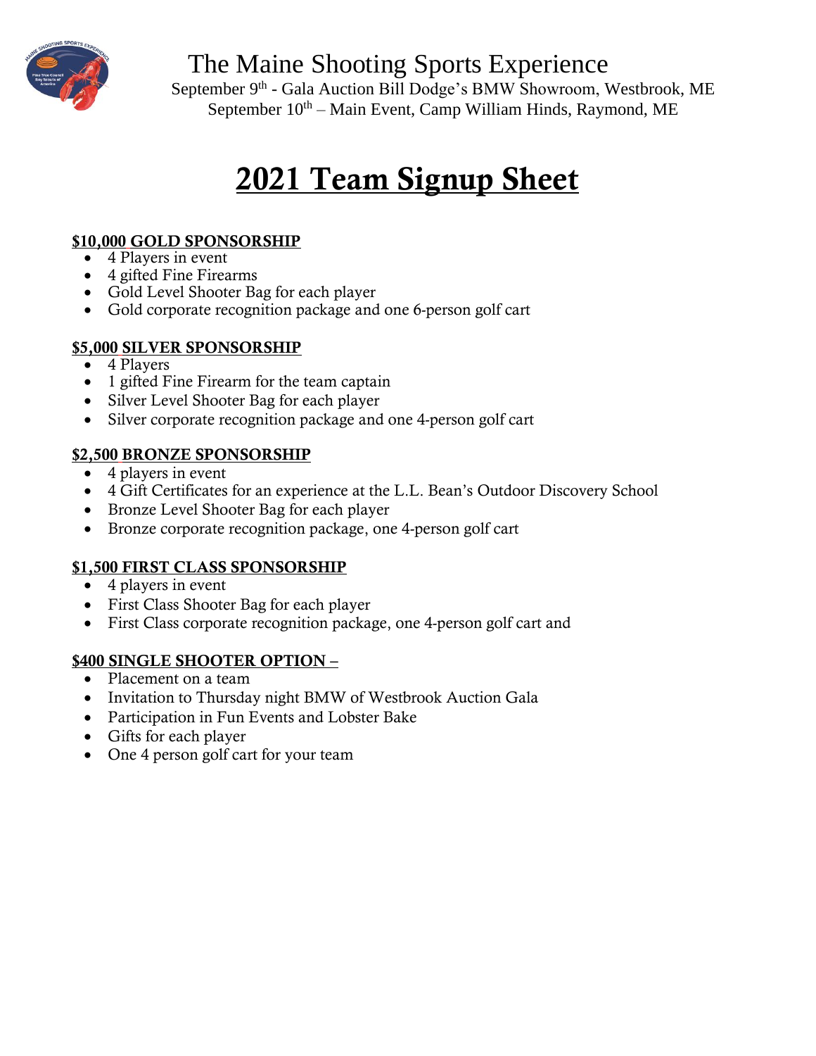# The Maine Shooting Sports Experience

September 9th - Gala Auction Bill Dodge's BMW Showroom, Westbrook, ME
September 10th – Main Event, Camp William Hinds, Raymond, ME

# 2021 Team Signup Sheet

**$10,000 GOLD SPONSORSHIP**

- 4 Players in event
- 4 gifted Fine Firearms
- Gold Level Shooter Bag for each player
- Gold corporate recognition package and one 6-person golf cart

**$5,000 SILVER SPONSORSHIP**

- 4 Players
- 1 gifted Fine Firearm for the team captain
- Silver Level Shooter Bag for each player
- Silver corporate recognition package and one 4-person golf cart

**$2,500 BRONZE SPONSORSHIP**

- 4 players in event
- 4 Gift Certificates for an experience at the L.L. Bean's Outdoor Discovery School
- Bronze Level Shooter Bag for each player
- Bronze corporate recognition package, one 4-person golf cart

**$1,500 FIRST CLASS SPONSORSHIP**

- 4 players in event
- First Class Shooter Bag for each player
- First Class corporate recognition package, one 4-person golf cart and

**$400 SINGLE SHOOTER OPTION –**

- Placement on a team
- Invitation to Thursday night BMW of Westbrook Auction Gala
- Participation in Fun Events and Lobster Bake
- Gifts for each player
- One 4 person golf cart for your team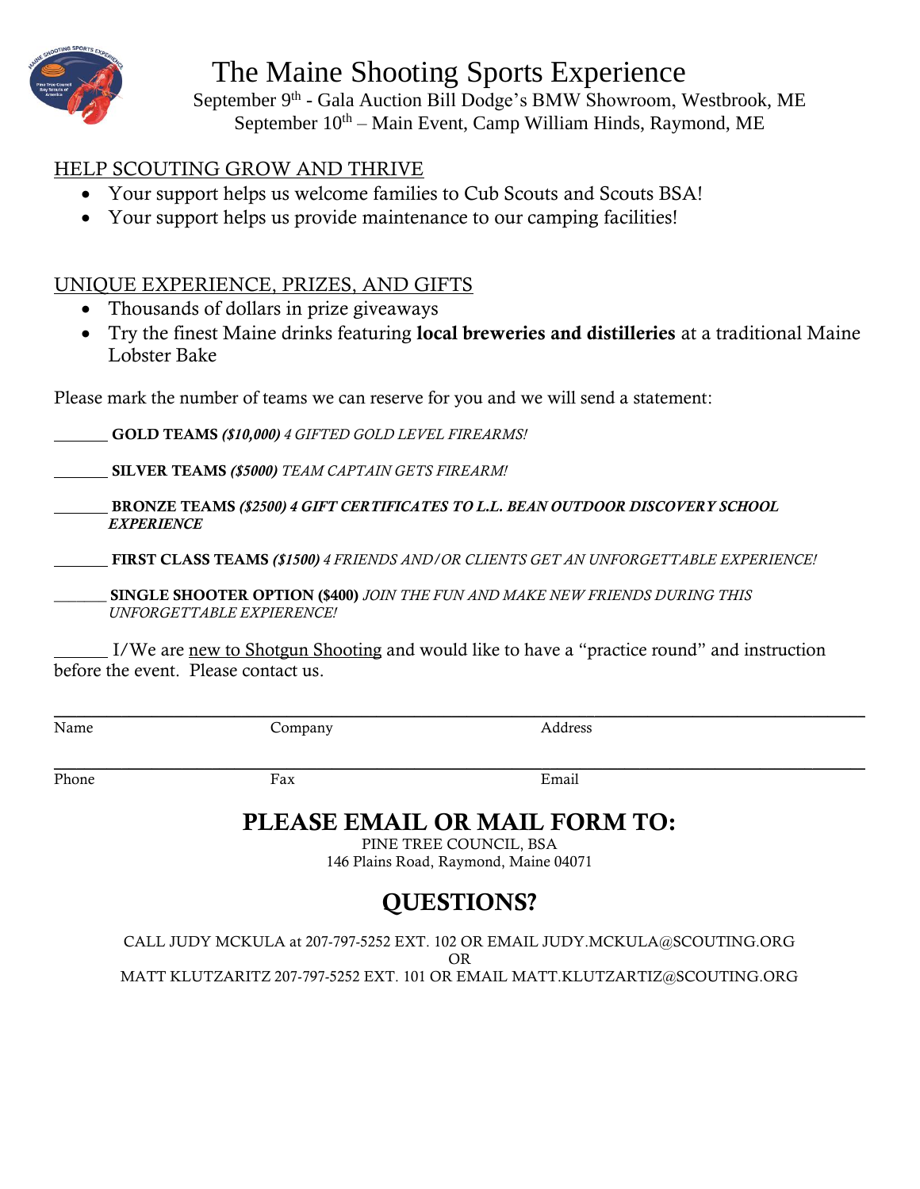# The Maine Shooting Sports Experience

September 9th - Gala Auction Bill Dodge's BMW Showroom, Westbrook, ME
September 10th – Main Event, Camp William Hinds, Raymond, ME

## HELP SCOUTING GROW AND THRIVE

- Your support helps us welcome families to Cub Scouts and Scouts BSA!
- Your support helps us provide maintenance to our camping facilities!

## UNIQUE EXPERIENCE, PRIZES, AND GIFTS

- Thousands of dollars in prize giveaways
- Try the finest Maine drinks featuring **local breweries and distilleries** at a traditional Maine Lobster Bake

Please mark the number of teams we can reserve for you and we will send a statement:

_______ **GOLD TEAMS** ***($10,000)*** *4 GIFTED GOLD LEVEL FIREARMS!*

_______ **SILVER TEAMS** ***($5000)*** *TEAM CAPTAIN GETS FIREARM!*

_______ **BRONZE TEAMS** ***($2500) 4 GIFT CERTIFICATES TO L.L. BEAN OUTDOOR DISCOVERY SCHOOL EXPERIENCE***

_______ **FIRST CLASS TEAMS** ***($1500)*** *4 FRIENDS AND/OR CLIENTS GET AN UNFORGETTABLE EXPERIENCE!*

_______ **SINGLE SHOOTER OPTION ($400)** *JOIN THE FUN AND MAKE NEW FRIENDS DURING THIS UNFORGETTABLE EXPIERENCE!*

_______ I/We are new to Shotgun Shooting and would like to have a "practice round" and instruction before the event. Please contact us.

Name ____________ Company ____________ Address ____________

Phone ____________ Fax ____________ Email ____________

## PLEASE EMAIL OR MAIL FORM TO:

PINE TREE COUNCIL, BSA
146 Plains Road, Raymond, Maine 04071

## QUESTIONS?

CALL JUDY MCKULA at 207-797-5252 EXT. 102 OR EMAIL JUDY.MCKULA@SCOUTING.ORG
OR
MATT KLUTZARITZ 207-797-5252 EXT. 101 OR EMAIL MATT.KLUTZARTIZ@SCOUTING.ORG